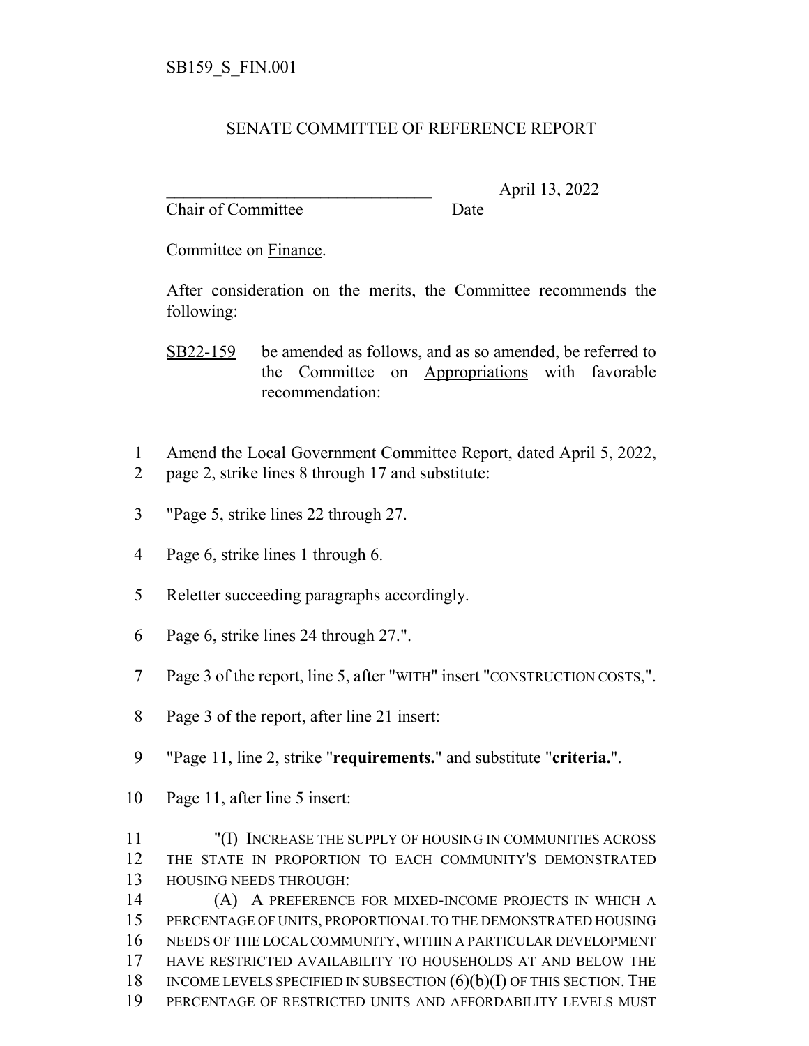SB159_S_FIN.001

SENATE COMMITTEE OF REFERENCE REPORT

_______________________________ April 13, 2022

Chair of Committee Date

Committee on Finance.

After consideration on the merits, the Committee recommends the following:

SB22-159 be amended as follows, and as so amended, be referred to the Committee on Appropriations with favorable recommendation:

1 Amend the Local Government Committee Report, dated April 5, 2022,
2 page 2, strike lines 8 through 17 and substitute:

3 "Page 5, strike lines 22 through 27.

4 Page 6, strike lines 1 through 6.

5 Reletter succeeding paragraphs accordingly.

6 Page 6, strike lines 24 through 27.".

7 Page 3 of the report, line 5, after "WITH" insert "CONSTRUCTION COSTS,".

8 Page 3 of the report, after line 21 insert:

9 "Page 11, line 2, strike "**requirements.**" and substitute "**criteria.**".

10 Page 11, after line 5 insert:

11 "(I) INCREASE THE SUPPLY OF HOUSING IN COMMUNITIES ACROSS
12 THE STATE IN PROPORTION TO EACH COMMUNITY'S DEMONSTRATED
13 HOUSING NEEDS THROUGH:
14 (A) A PREFERENCE FOR MIXED-INCOME PROJECTS IN WHICH A
15 PERCENTAGE OF UNITS, PROPORTIONAL TO THE DEMONSTRATED HOUSING
16 NEEDS OF THE LOCAL COMMUNITY, WITHIN A PARTICULAR DEVELOPMENT
17 HAVE RESTRICTED AVAILABILITY TO HOUSEHOLDS AT AND BELOW THE
18 INCOME LEVELS SPECIFIED IN SUBSECTION (6)(b)(I) OF THIS SECTION. THE
19 PERCENTAGE OF RESTRICTED UNITS AND AFFORDABILITY LEVELS MUST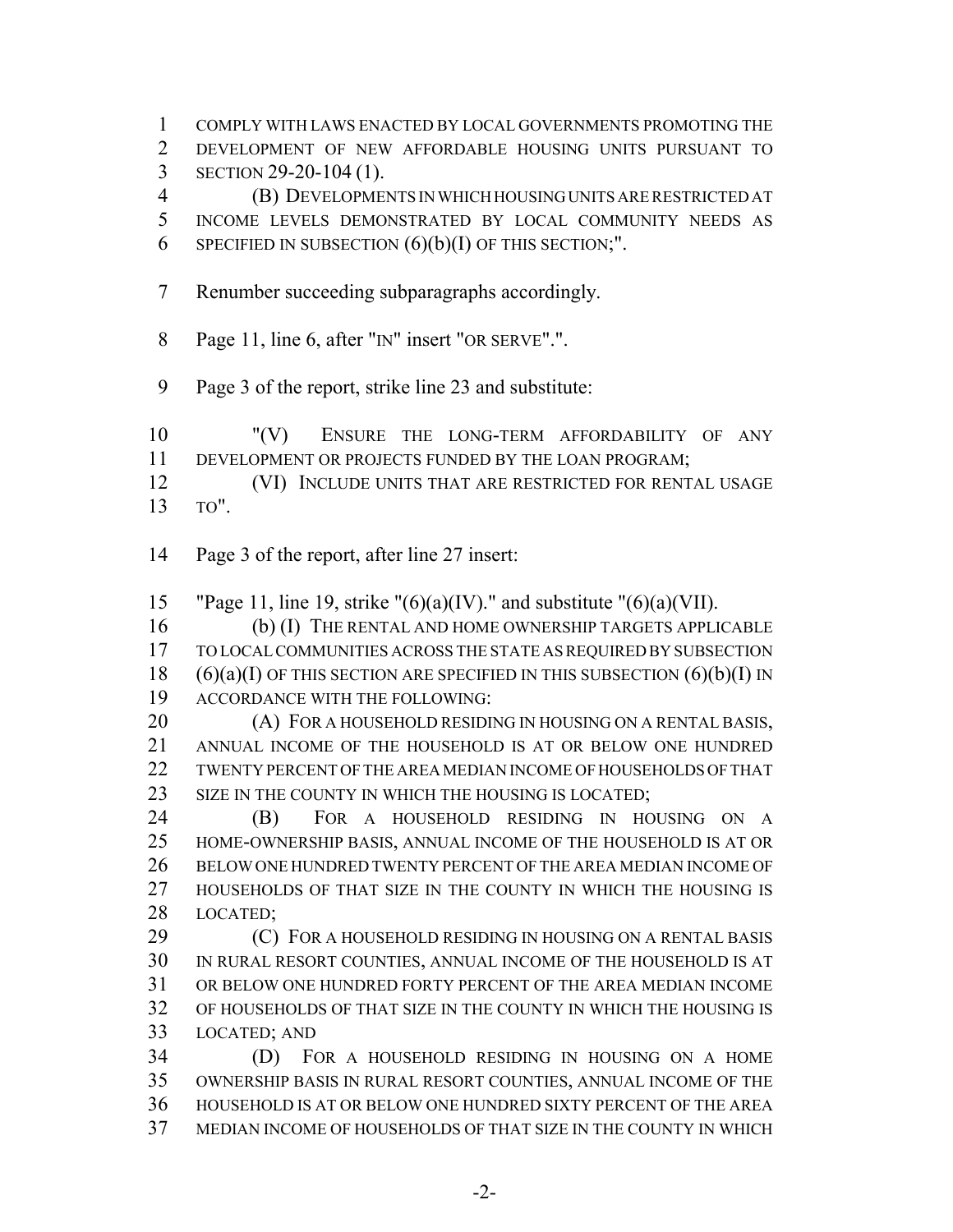COMPLY WITH LAWS ENACTED BY LOCAL GOVERNMENTS PROMOTING THE DEVELOPMENT OF NEW AFFORDABLE HOUSING UNITS PURSUANT TO SECTION 29-20-104 (1).

(B) DEVELOPMENTS IN WHICH HOUSING UNITS ARE RESTRICTED AT INCOME LEVELS DEMONSTRATED BY LOCAL COMMUNITY NEEDS AS SPECIFIED IN SUBSECTION (6)(b)(I) OF THIS SECTION;".

Renumber succeeding subparagraphs accordingly.

Page 11, line 6, after "IN" insert "OR SERVE".".

Page 3 of the report, strike line 23 and substitute:

"(V) ENSURE THE LONG-TERM AFFORDABILITY OF ANY DEVELOPMENT OR PROJECTS FUNDED BY THE LOAN PROGRAM;

(VI) INCLUDE UNITS THAT ARE RESTRICTED FOR RENTAL USAGE TO".

Page 3 of the report, after line 27 insert:

"Page 11, line 19, strike "(6)(a)(IV)." and substitute "(6)(a)(VII).

(b) (I) THE RENTAL AND HOME OWNERSHIP TARGETS APPLICABLE TO LOCAL COMMUNITIES ACROSS THE STATE AS REQUIRED BY SUBSECTION (6)(a)(I) OF THIS SECTION ARE SPECIFIED IN THIS SUBSECTION (6)(b)(I) IN ACCORDANCE WITH THE FOLLOWING:

(A) FOR A HOUSEHOLD RESIDING IN HOUSING ON A RENTAL BASIS, ANNUAL INCOME OF THE HOUSEHOLD IS AT OR BELOW ONE HUNDRED TWENTY PERCENT OF THE AREA MEDIAN INCOME OF HOUSEHOLDS OF THAT SIZE IN THE COUNTY IN WHICH THE HOUSING IS LOCATED;

(B) FOR A HOUSEHOLD RESIDING IN HOUSING ON A HOME-OWNERSHIP BASIS, ANNUAL INCOME OF THE HOUSEHOLD IS AT OR BELOW ONE HUNDRED TWENTY PERCENT OF THE AREA MEDIAN INCOME OF HOUSEHOLDS OF THAT SIZE IN THE COUNTY IN WHICH THE HOUSING IS LOCATED;

(C) FOR A HOUSEHOLD RESIDING IN HOUSING ON A RENTAL BASIS IN RURAL RESORT COUNTIES, ANNUAL INCOME OF THE HOUSEHOLD IS AT OR BELOW ONE HUNDRED FORTY PERCENT OF THE AREA MEDIAN INCOME OF HOUSEHOLDS OF THAT SIZE IN THE COUNTY IN WHICH THE HOUSING IS LOCATED; AND

(D) FOR A HOUSEHOLD RESIDING IN HOUSING ON A HOME OWNERSHIP BASIS IN RURAL RESORT COUNTIES, ANNUAL INCOME OF THE HOUSEHOLD IS AT OR BELOW ONE HUNDRED SIXTY PERCENT OF THE AREA MEDIAN INCOME OF HOUSEHOLDS OF THAT SIZE IN THE COUNTY IN WHICH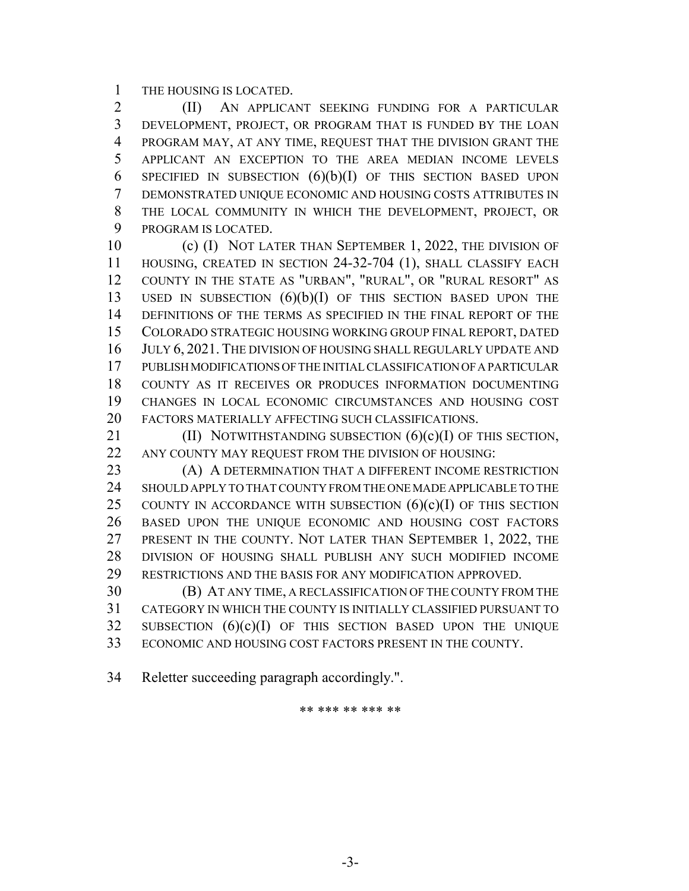THE HOUSING IS LOCATED.

(II) AN APPLICANT SEEKING FUNDING FOR A PARTICULAR DEVELOPMENT, PROJECT, OR PROGRAM THAT IS FUNDED BY THE LOAN PROGRAM MAY, AT ANY TIME, REQUEST THAT THE DIVISION GRANT THE APPLICANT AN EXCEPTION TO THE AREA MEDIAN INCOME LEVELS SPECIFIED IN SUBSECTION (6)(b)(I) OF THIS SECTION BASED UPON DEMONSTRATED UNIQUE ECONOMIC AND HOUSING COSTS ATTRIBUTES IN THE LOCAL COMMUNITY IN WHICH THE DEVELOPMENT, PROJECT, OR PROGRAM IS LOCATED.

(c) (I) NOT LATER THAN SEPTEMBER 1, 2022, THE DIVISION OF HOUSING, CREATED IN SECTION 24-32-704 (1), SHALL CLASSIFY EACH COUNTY IN THE STATE AS "URBAN", "RURAL", OR "RURAL RESORT" AS USED IN SUBSECTION (6)(b)(I) OF THIS SECTION BASED UPON THE DEFINITIONS OF THE TERMS AS SPECIFIED IN THE FINAL REPORT OF THE COLORADO STRATEGIC HOUSING WORKING GROUP FINAL REPORT, DATED JULY 6, 2021. THE DIVISION OF HOUSING SHALL REGULARLY UPDATE AND PUBLISH MODIFICATIONS OF THE INITIAL CLASSIFICATION OF A PARTICULAR COUNTY AS IT RECEIVES OR PRODUCES INFORMATION DOCUMENTING CHANGES IN LOCAL ECONOMIC CIRCUMSTANCES AND HOUSING COST FACTORS MATERIALLY AFFECTING SUCH CLASSIFICATIONS.

(II) NOTWITHSTANDING SUBSECTION (6)(c)(I) OF THIS SECTION, ANY COUNTY MAY REQUEST FROM THE DIVISION OF HOUSING:

(A) A DETERMINATION THAT A DIFFERENT INCOME RESTRICTION SHOULD APPLY TO THAT COUNTY FROM THE ONE MADE APPLICABLE TO THE COUNTY IN ACCORDANCE WITH SUBSECTION (6)(c)(I) OF THIS SECTION BASED UPON THE UNIQUE ECONOMIC AND HOUSING COST FACTORS PRESENT IN THE COUNTY. NOT LATER THAN SEPTEMBER 1, 2022, THE DIVISION OF HOUSING SHALL PUBLISH ANY SUCH MODIFIED INCOME RESTRICTIONS AND THE BASIS FOR ANY MODIFICATION APPROVED.

(B) AT ANY TIME, A RECLASSIFICATION OF THE COUNTY FROM THE CATEGORY IN WHICH THE COUNTY IS INITIALLY CLASSIFIED PURSUANT TO SUBSECTION (6)(c)(I) OF THIS SECTION BASED UPON THE UNIQUE ECONOMIC AND HOUSING COST FACTORS PRESENT IN THE COUNTY.

Reletter succeeding paragraph accordingly.".

** *** ** *** **